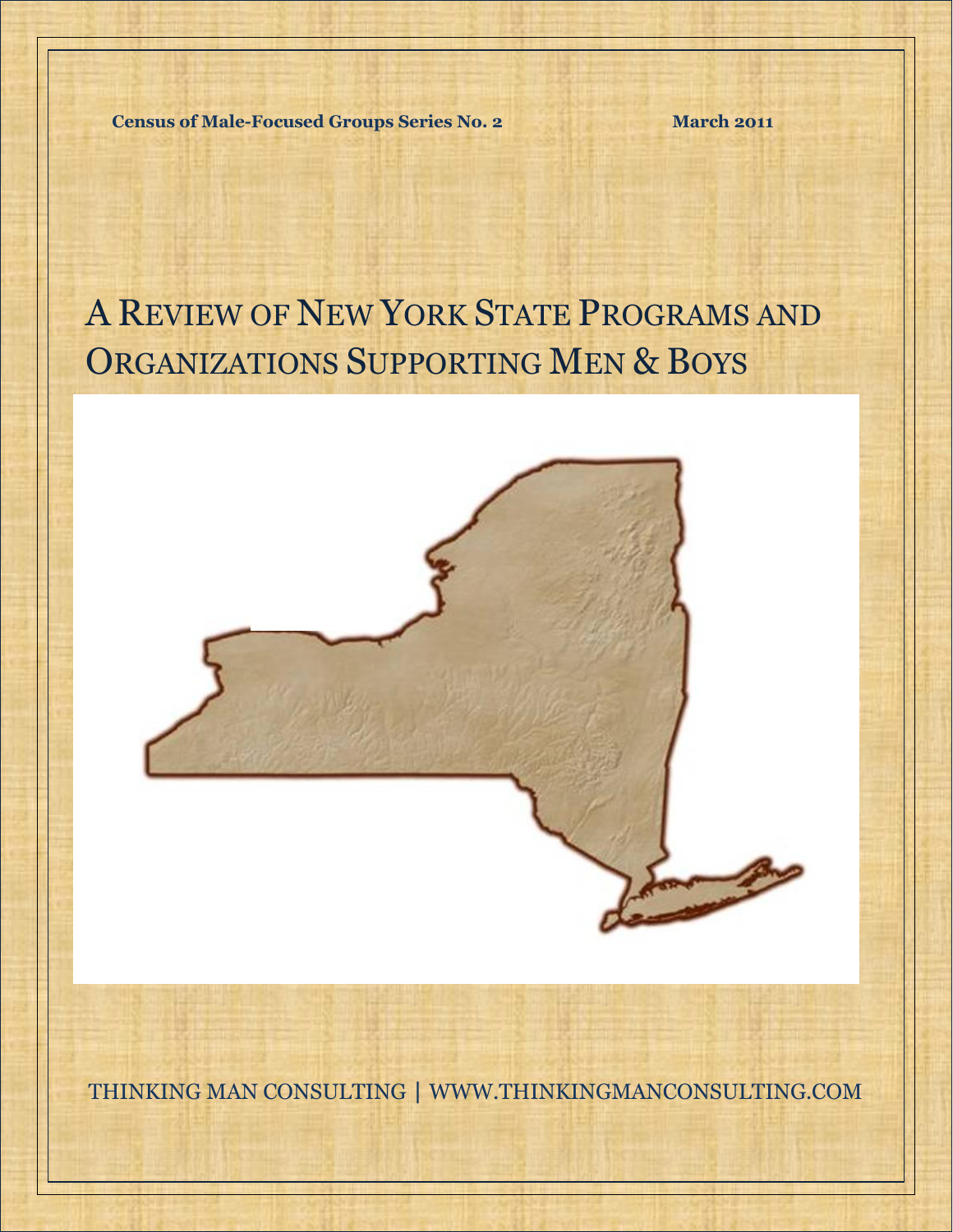**Census of Male-Focused Groups Series No. 2** **March 2011**

# A Review of New York State Programs and Organizations Supporting Men & Boys

THINKING MAN CONSULTING | WWW.THINKINGMANCONSULTING.COM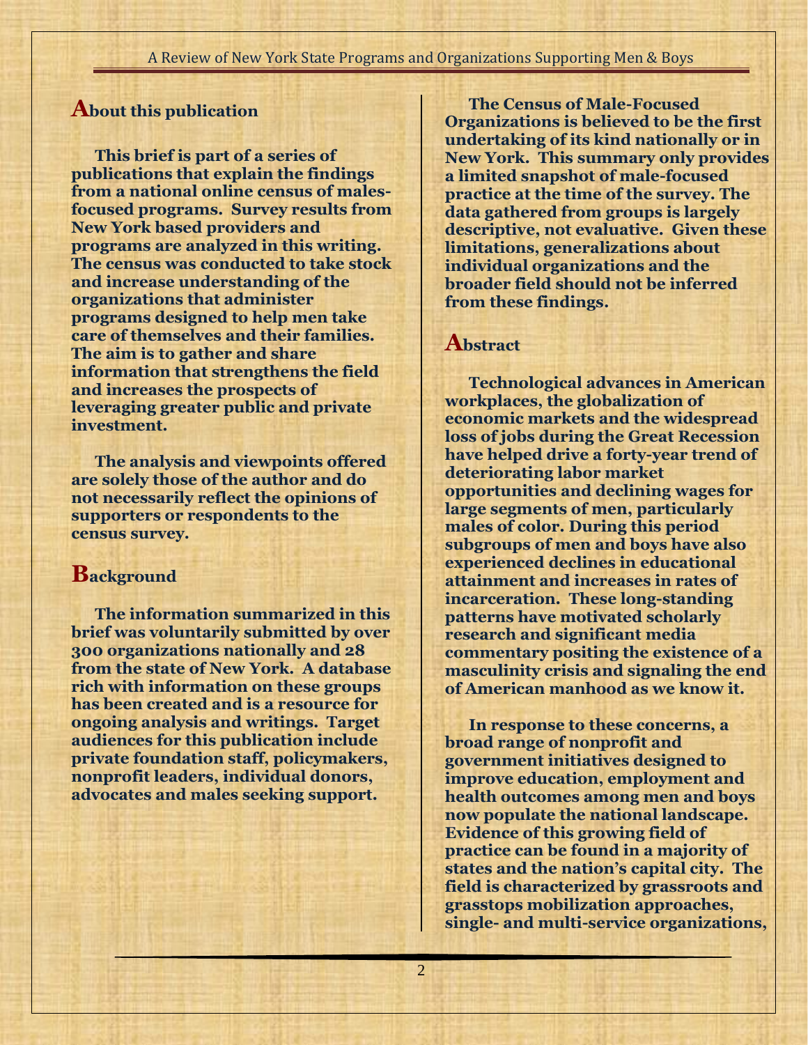## About this publication

This brief is part of a series of publications that explain the findings from a national online census of males-focused programs. Survey results from New York based providers and programs are analyzed in this writing. The census was conducted to take stock and increase understanding of the organizations that administer programs designed to help men take care of themselves and their families. The aim is to gather and share information that strengthens the field and increases the prospects of leveraging greater public and private investment.

The analysis and viewpoints offered are solely those of the author and do not necessarily reflect the opinions of supporters or respondents to the census survey.

## Background

The information summarized in this brief was voluntarily submitted by over 300 organizations nationally and 28 from the state of New York. A database rich with information on these groups has been created and is a resource for ongoing analysis and writings. Target audiences for this publication include private foundation staff, policymakers, nonprofit leaders, individual donors, advocates and males seeking support.

The Census of Male-Focused Organizations is believed to be the first undertaking of its kind nationally or in New York. This summary only provides a limited snapshot of male-focused practice at the time of the survey. The data gathered from groups is largely descriptive, not evaluative. Given these limitations, generalizations about individual organizations and the broader field should not be inferred from these findings.

## Abstract

Technological advances in American workplaces, the globalization of economic markets and the widespread loss of jobs during the Great Recession have helped drive a forty-year trend of deteriorating labor market opportunities and declining wages for large segments of men, particularly males of color. During this period subgroups of men and boys have also experienced declines in educational attainment and increases in rates of incarceration. These long-standing patterns have motivated scholarly research and significant media commentary positing the existence of a masculinity crisis and signaling the end of American manhood as we know it.

In response to these concerns, a broad range of nonprofit and government initiatives designed to improve education, employment and health outcomes among men and boys now populate the national landscape. Evidence of this growing field of practice can be found in a majority of states and the nation's capital city. The field is characterized by grassroots and grasstops mobilization approaches, single- and multi-service organizations,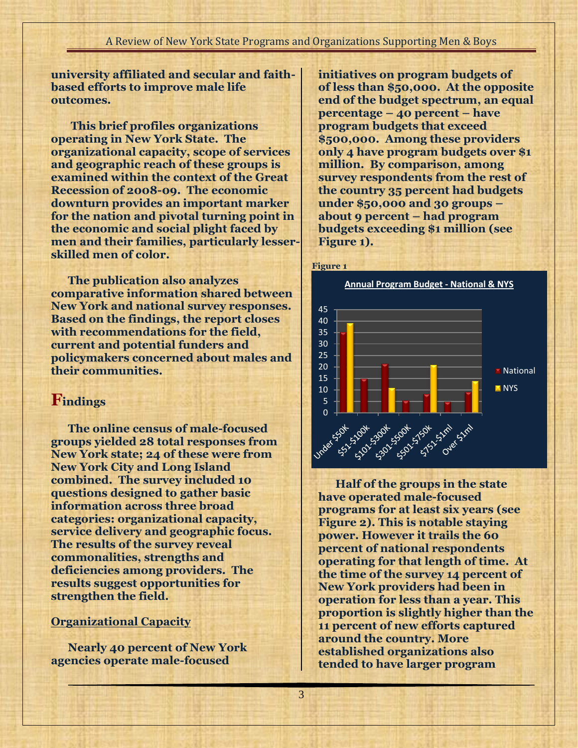university affiliated and secular and faith-based efforts to improve male life outcomes.

This brief profiles organizations operating in New York State. The organizational capacity, scope of services and geographic reach of these groups is examined within the context of the Great Recession of 2008-09. The economic downturn provides an important marker for the nation and pivotal turning point in the economic and social plight faced by men and their families, particularly lesser-skilled men of color.

The publication also analyzes comparative information shared between New York and national survey responses. Based on the findings, the report closes with recommendations for the field, current and potential funders and policymakers concerned about males and their communities.

## Findings

The online census of male-focused groups yielded 28 total responses from New York state; 24 of these were from New York City and Long Island combined. The survey included 10 questions designed to gather basic information across three broad categories: organizational capacity, service delivery and geographic focus. The results of the survey reveal commonalities, strengths and deficiencies among providers. The results suggest opportunities for strengthen the field.

### Organizational Capacity

Nearly 40 percent of New York agencies operate male-focused initiatives on program budgets of of less than $50,000. At the opposite end of the budget spectrum, an equal percentage – 40 percent – have program budgets that exceed $500,000. Among these providers only 4 have program budgets over $1 million. By comparison, among survey respondents from the rest of the country 35 percent had budgets under $50,000 and 30 groups – about 9 percent – had program budgets exceeding $1 million (see Figure 1).

Figure 1

**Annual Program Budget - National & NYS**

| Budget | National | NYS |
|---|---|---|
| Under $50K | 35 | 39 |
| $51-$100k | 14.5 | |
| $101-$300K | 21 | 10.5 |
| $301-$500K | 5 | |
| $501-$750k | 8 | 20.5 |
| $751-$1ml | 4.5 | |
| Over $1ml | 9 | 13.5 |

Half of the groups in the state have operated male-focused programs for at least six years (see Figure 2). This is notable staying power. However it trails the 60 percent of national respondents operating for that length of time. At the time of the survey 14 percent of New York providers had been in operation for less than a year. This proportion is slightly higher than the 11 percent of new efforts captured around the country. More established organizations also tended to have larger program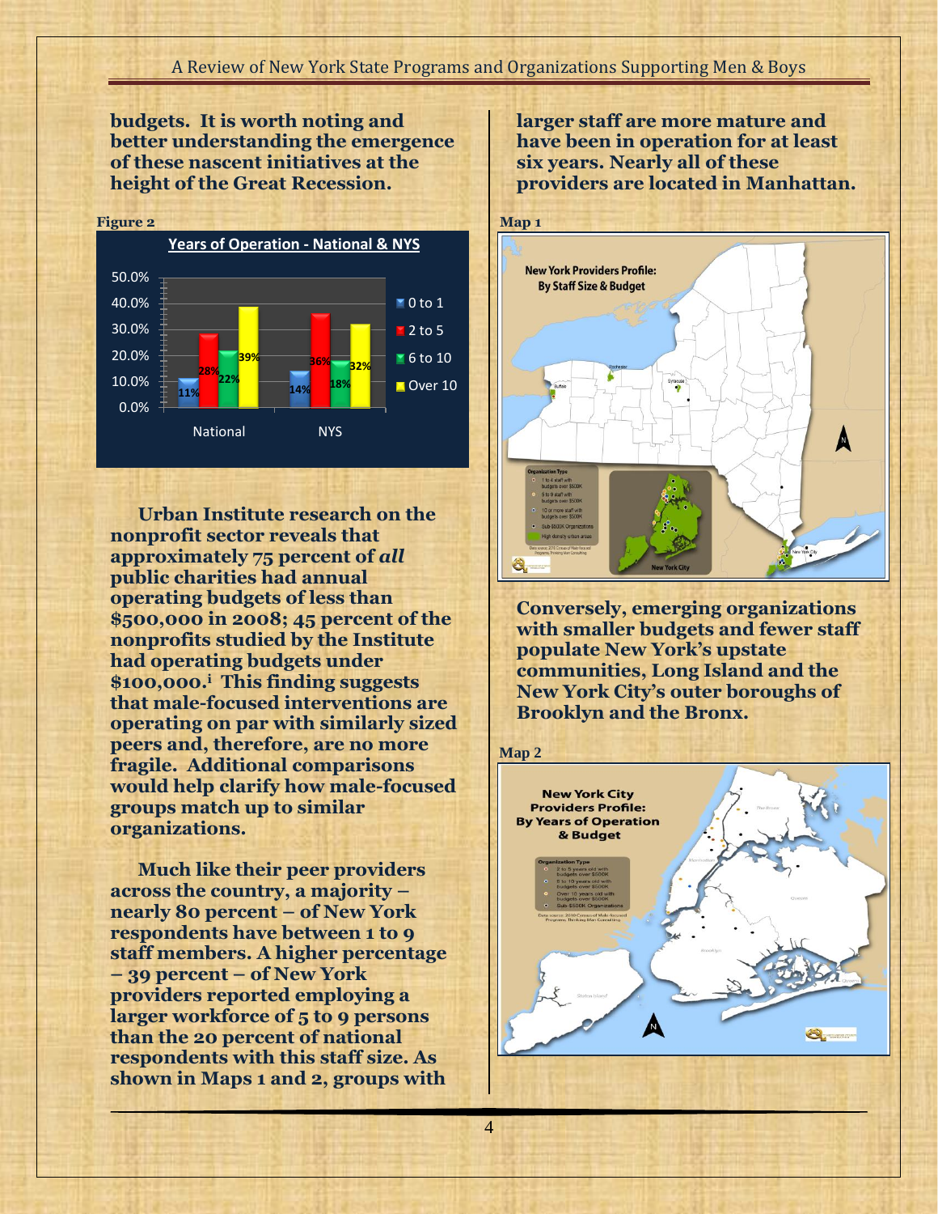**budgets. It is worth noting and better understanding the emergence of these nascent initiatives at the height of the Great Recession.**

**Figure 2**

**Years of Operation - National & NYS**

| | 0 to 1 | 2 to 5 | 6 to 10 | Over 10 |
|---|---|---|---|---|
| National | 11% | 28% | 22% | 39% |
| NYS | 14% | 36% | 18% | 32% |

**Urban Institute research on the nonprofit sector reveals that approximately 75 percent of *all* public charities had annual operating budgets of less than $500,000 in 2008; 45 percent of the nonprofits studied by the Institute had operating budgets under $100,000.[i] This finding suggests that male-focused interventions are operating on par with similarly sized peers and, therefore, are no more fragile. Additional comparisons would help clarify how male-focused groups match up to similar organizations.**

**Much like their peer providers across the country, a majority – nearly 80 percent – of New York respondents have between 1 to 9 staff members. A higher percentage – 39 percent – of New York providers reported employing a larger workforce of 5 to 9 persons than the 20 percent of national respondents with this staff size. As shown in Maps 1 and 2, groups with larger staff are more mature and have been in operation for at least six years. Nearly all of these providers are located in Manhattan.**

**Map 1**

New York Providers Profile: By Staff Size & Budget

**Conversely, emerging organizations with smaller budgets and fewer staff populate New York's upstate communities, Long Island and the New York City's outer boroughs of Brooklyn and the Bronx.**

**Map 2**

New York City Providers Profile: By Years of Operation & Budget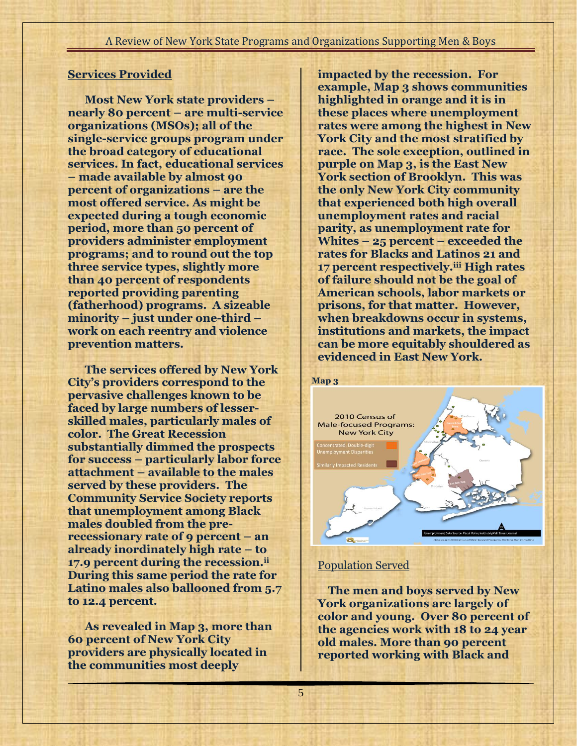## Services Provided

**Most New York state providers – nearly 80 percent – are multi-service organizations (MSOs); all of the single-service groups program under the broad category of educational services. In fact, educational services – made available by almost 90 percent of organizations – are the most offered service. As might be expected during a tough economic period, more than 50 percent of providers administer employment programs; and to round out the top three service types, slightly more than 40 percent of respondents reported providing parenting (fatherhood) programs. A sizeable minority – just under one-third – work on each reentry and violence prevention matters.**

**The services offered by New York City's providers correspond to the pervasive challenges known to be faced by large numbers of lesser-skilled males, particularly males of color. The Great Recession substantially dimmed the prospects for success – particularly labor force attachment – available to the males served by these providers. The Community Service Society reports that unemployment among Black males doubled from the pre-recessionary rate of 9 percent – an already inordinately high rate – to 17.9 percent during the recession.[ii] During this same period the rate for Latino males also ballooned from 5.7 to 12.4 percent.**

**As revealed in Map 3, more than 60 percent of New York City providers are physically located in the communities most deeply impacted by the recession. For example, Map 3 shows communities highlighted in orange and it is in these places where unemployment rates were among the highest in New York City and the most stratified by race. The sole exception, outlined in purple on Map 3, is the East New York section of Brooklyn. This was the only New York City community that experienced both high overall unemployment rates and racial parity, as unemployment rate for Whites – 25 percent – exceeded the rates for Blacks and Latinos 21 and 17 percent respectively.[iii] High rates of failure should not be the goal of American schools, labor markets or prisons, for that matter. However, when breakdowns occur in systems, institutions and markets, the impact can be more equitably shouldered as evidenced in East New York.**

**Map 3**

## Population Served

**The men and boys served by New York organizations are largely of color and young. Over 80 percent of the agencies work with 18 to 24 year old males. More than 90 percent reported working with Black and**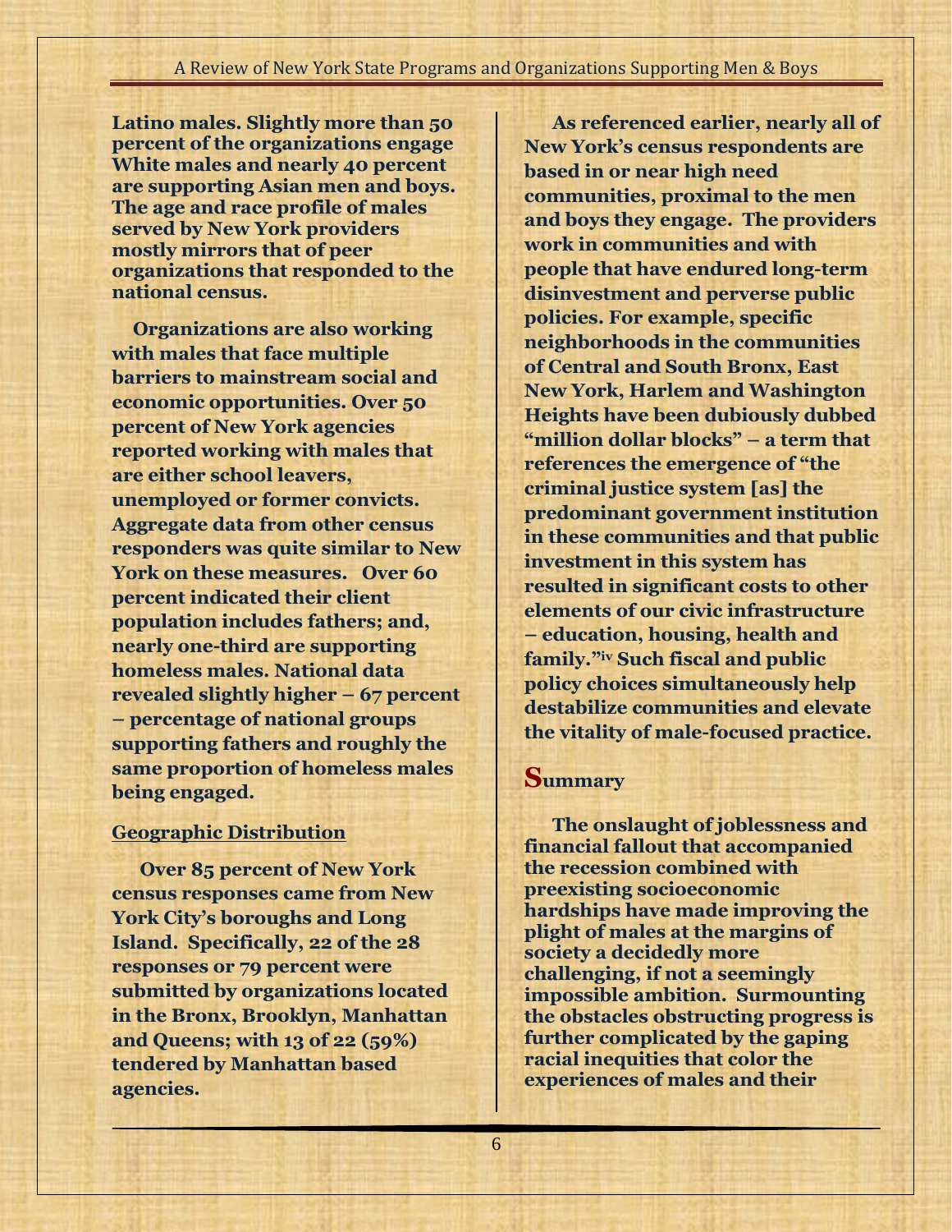Latino males. Slightly more than 50 percent of the organizations engage White males and nearly 40 percent are supporting Asian men and boys. The age and race profile of males served by New York providers mostly mirrors that of peer organizations that responded to the national census.

Organizations are also working with males that face multiple barriers to mainstream social and economic opportunities. Over 50 percent of New York agencies reported working with males that are either school leavers, unemployed or former convicts. Aggregate data from other census responders was quite similar to New York on these measures. Over 60 percent indicated their client population includes fathers; and, nearly one-third are supporting homeless males. National data revealed slightly higher – 67 percent – percentage of national groups supporting fathers and roughly the same proportion of homeless males being engaged.

### Geographic Distribution

Over 85 percent of New York census responses came from New York City's boroughs and Long Island. Specifically, 22 of the 28 responses or 79 percent were submitted by organizations located in the Bronx, Brooklyn, Manhattan and Queens; with 13 of 22 (59%) tendered by Manhattan based agencies.

As referenced earlier, nearly all of New York's census respondents are based in or near high need communities, proximal to the men and boys they engage. The providers work in communities and with people that have endured long-term disinvestment and perverse public policies. For example, specific neighborhoods in the communities of Central and South Bronx, East New York, Harlem and Washington Heights have been dubiously dubbed "million dollar blocks" – a term that references the emergence of "the criminal justice system [as] the predominant government institution in these communities and that public investment in this system has resulted in significant costs to other elements of our civic infrastructure – education, housing, health and family."[iv] Such fiscal and public policy choices simultaneously help destabilize communities and elevate the vitality of male-focused practice.

## Summary

The onslaught of joblessness and financial fallout that accompanied the recession combined with preexisting socioeconomic hardships have made improving the plight of males at the margins of society a decidedly more challenging, if not a seemingly impossible ambition. Surmounting the obstacles obstructing progress is further complicated by the gaping racial inequities that color the experiences of males and their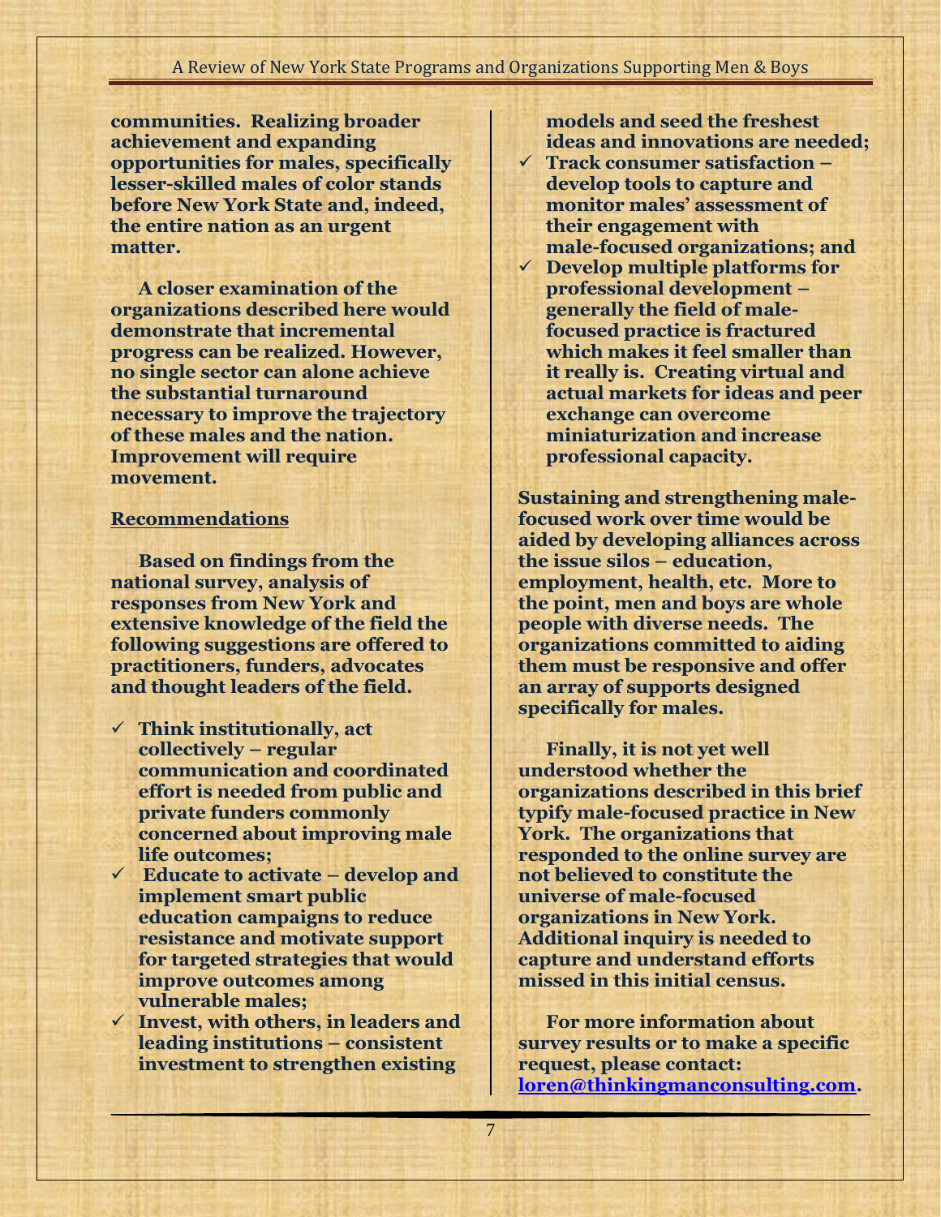communities. Realizing broader achievement and expanding opportunities for males, specifically lesser-skilled males of color stands before New York State and, indeed, the entire nation as an urgent matter.

A closer examination of the organizations described here would demonstrate that incremental progress can be realized. However, no single sector can alone achieve the substantial turnaround necessary to improve the trajectory of these males and the nation. Improvement will require movement.

## Recommendations

Based on findings from the national survey, analysis of responses from New York and extensive knowledge of the field the following suggestions are offered to practitioners, funders, advocates and thought leaders of the field.

- ✓ Think institutionally, act collectively – regular communication and coordinated effort is needed from public and private funders commonly concerned about improving male life outcomes;
- ✓ Educate to activate – develop and implement smart public education campaigns to reduce resistance and motivate support for targeted strategies that would improve outcomes among vulnerable males;
- ✓ Invest, with others, in leaders and leading institutions – consistent investment to strengthen existing models and seed the freshest ideas and innovations are needed;
- ✓ Track consumer satisfaction – develop tools to capture and monitor males' assessment of their engagement with male-focused organizations; and
- ✓ Develop multiple platforms for professional development – generally the field of male-focused practice is fractured which makes it feel smaller than it really is. Creating virtual and actual markets for ideas and peer exchange can overcome miniaturization and increase professional capacity.

Sustaining and strengthening male-focused work over time would be aided by developing alliances across the issue silos – education, employment, health, etc. More to the point, men and boys are whole people with diverse needs. The organizations committed to aiding them must be responsive and offer an array of supports designed specifically for males.

Finally, it is not yet well understood whether the organizations described in this brief typify male-focused practice in New York. The organizations that responded to the online survey are not believed to constitute the universe of male-focused organizations in New York. Additional inquiry is needed to capture and understand efforts missed in this initial census.

For more information about survey results or to make a specific request, please contact: loren@thinkingmanconsulting.com.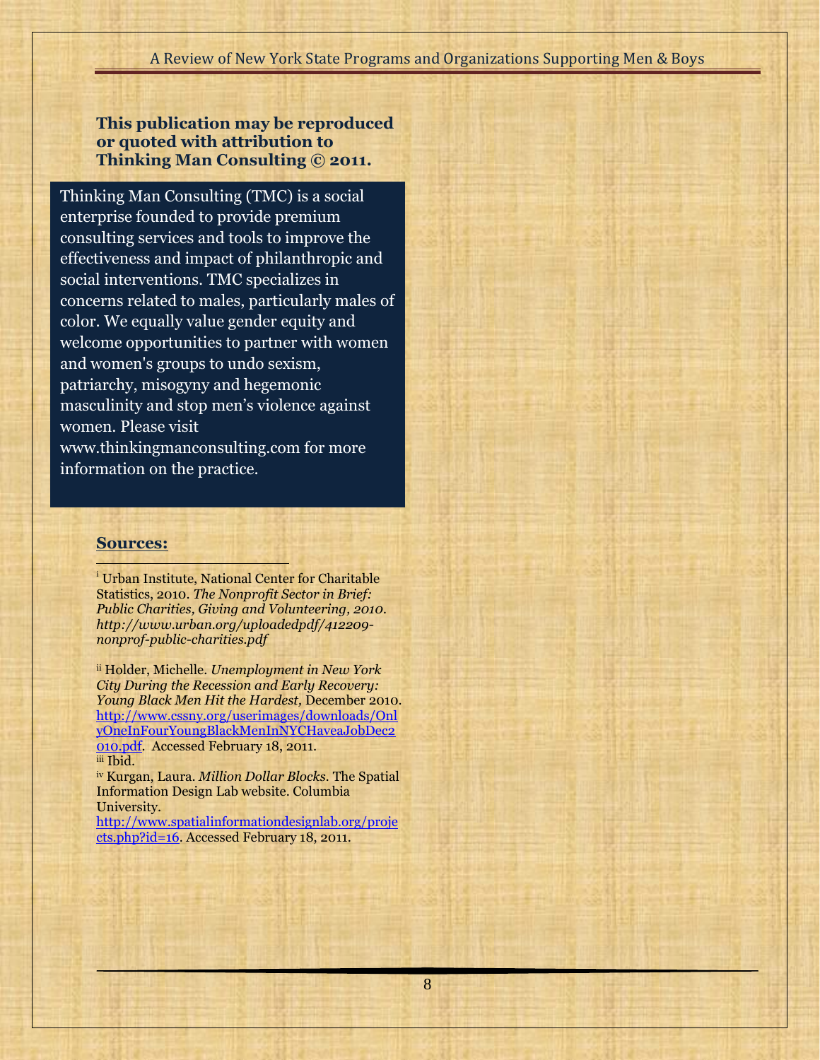**This publication may be reproduced or quoted with attribution to Thinking Man Consulting © 2011.**

Thinking Man Consulting (TMC) is a social enterprise founded to provide premium consulting services and tools to improve the effectiveness and impact of philanthropic and social interventions. TMC specializes in concerns related to males, particularly males of color. We equally value gender equity and welcome opportunities to partner with women and women's groups to undo sexism, patriarchy, misogyny and hegemonic masculinity and stop men's violence against women. Please visit www.thinkingmanconsulting.com for more information on the practice.

**Sources:**

[i] Urban Institute, National Center for Charitable Statistics, 2010. *The Nonprofit Sector in Brief: Public Charities, Giving and Volunteering, 2010. http://www.urban.org/uploadedpdf/412209-nonprof-public-charities.pdf*

[ii] Holder, Michelle. *Unemployment in New York City During the Recession and Early Recovery: Young Black Men Hit the Hardest,* December 2010. http://www.cssny.org/userimages/downloads/OnlyOneInFourYoungBlackMenInNYCHaveaJobDec2010.pdf. Accessed February 18, 2011.

[iii] Ibid.

[iv] Kurgan, Laura. *Million Dollar Blocks*. The Spatial Information Design Lab website. Columbia University. http://www.spatialinformationdesignlab.org/projects.php?id=16. Accessed February 18, 2011.